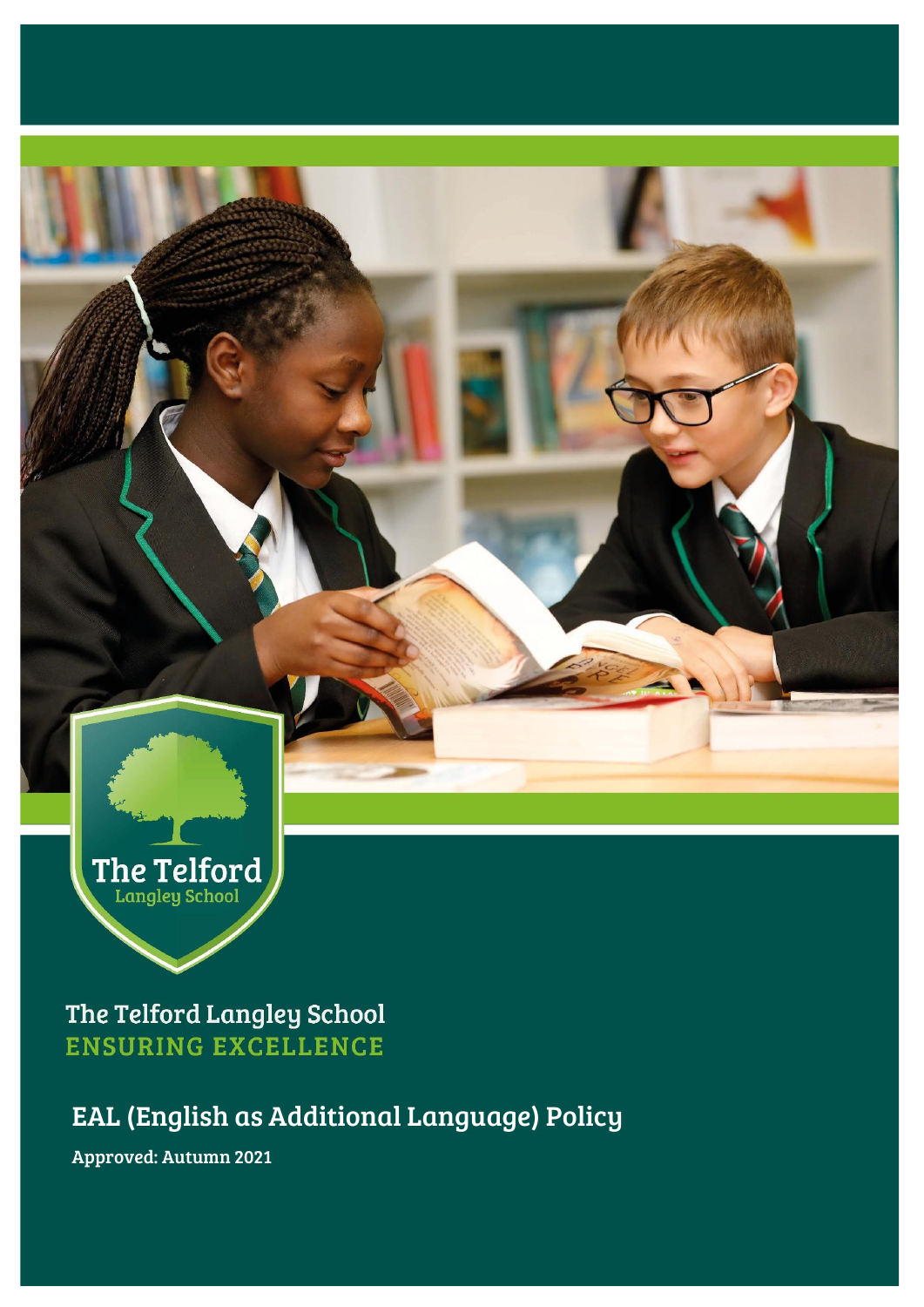The Telford
Langley School

The Telford Langley School
**ENSURING EXCELLENCE**

# EAL (English as Additional Language) Policy

**Approved: Autumn 2021**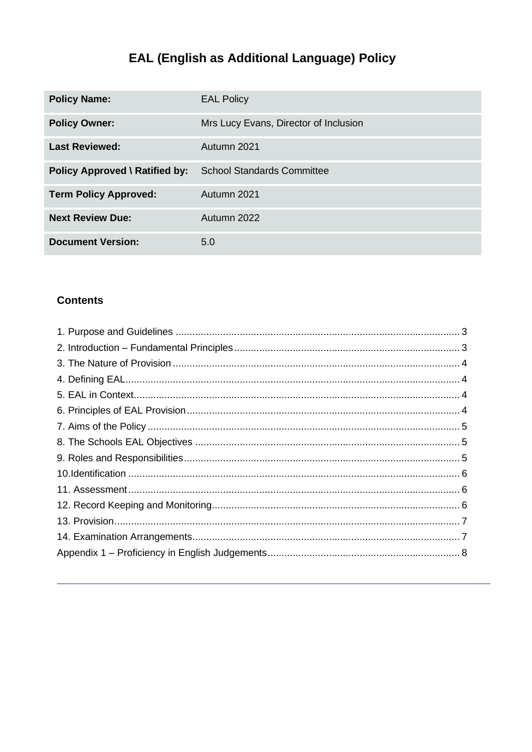# EAL (English as Additional Language) Policy

| Policy Name: | EAL Policy |
|---|---|
| Policy Owner: | Mrs Lucy Evans, Director of Inclusion |
| Last Reviewed: | Autumn 2021 |
| Policy Approved \ Ratified by: | School Standards Committee |
| Term Policy Approved: | Autumn 2021 |
| Next Review Due: | Autumn 2022 |
| Document Version: | 5.0 |

## Contents

1. Purpose and Guidelines ..... 3
2. Introduction – Fundamental Principles ..... 3
3. The Nature of Provision ..... 4
4. Defining EAL ..... 4
5. EAL in Context ..... 4
6. Principles of EAL Provision ..... 4
7. Aims of the Policy ..... 5
8. The Schools EAL Objectives ..... 5
9. Roles and Responsibilities ..... 5
10. Identification ..... 6
11. Assessment ..... 6
12. Record Keeping and Monitoring ..... 6
13. Provision ..... 7
14. Examination Arrangements ..... 7

Appendix 1 – Proficiency in English Judgements ..... 8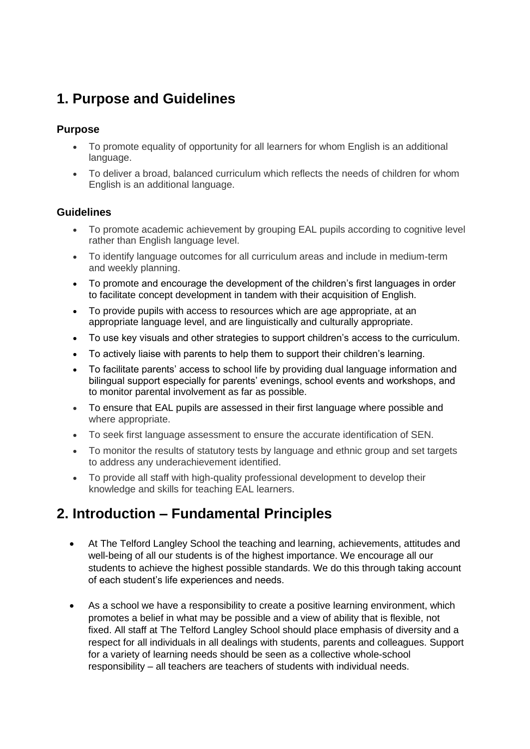## 1. Purpose and Guidelines

### Purpose

- To promote equality of opportunity for all learners for whom English is an additional language.
- To deliver a broad, balanced curriculum which reflects the needs of children for whom English is an additional language.

### Guidelines

- To promote academic achievement by grouping EAL pupils according to cognitive level rather than English language level.
- To identify language outcomes for all curriculum areas and include in medium-term and weekly planning.
- To promote and encourage the development of the children's first languages in order to facilitate concept development in tandem with their acquisition of English.
- To provide pupils with access to resources which are age appropriate, at an appropriate language level, and are linguistically and culturally appropriate.
- To use key visuals and other strategies to support children's access to the curriculum.
- To actively liaise with parents to help them to support their children's learning.
- To facilitate parents' access to school life by providing dual language information and bilingual support especially for parents' evenings, school events and workshops, and to monitor parental involvement as far as possible.
- To ensure that EAL pupils are assessed in their first language where possible and where appropriate.
- To seek first language assessment to ensure the accurate identification of SEN.
- To monitor the results of statutory tests by language and ethnic group and set targets to address any underachievement identified.
- To provide all staff with high-quality professional development to develop their knowledge and skills for teaching EAL learners.

## 2. Introduction – Fundamental Principles

- At The Telford Langley School the teaching and learning, achievements, attitudes and well-being of all our students is of the highest importance. We encourage all our students to achieve the highest possible standards. We do this through taking account of each student's life experiences and needs.
- As a school we have a responsibility to create a positive learning environment, which promotes a belief in what may be possible and a view of ability that is flexible, not fixed. All staff at The Telford Langley School should place emphasis of diversity and a respect for all individuals in all dealings with students, parents and colleagues. Support for a variety of learning needs should be seen as a collective whole-school responsibility – all teachers are teachers of students with individual needs.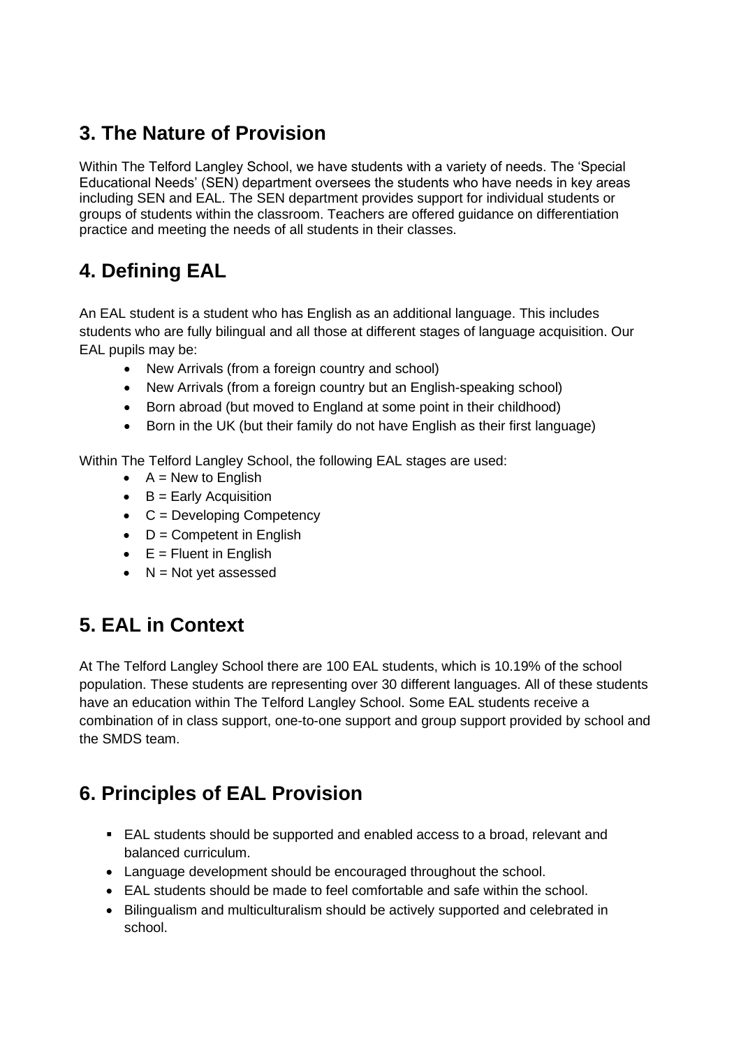## 3. The Nature of Provision

Within The Telford Langley School, we have students with a variety of needs. The 'Special Educational Needs' (SEN) department oversees the students who have needs in key areas including SEN and EAL. The SEN department provides support for individual students or groups of students within the classroom. Teachers are offered guidance on differentiation practice and meeting the needs of all students in their classes.

## 4. Defining EAL

An EAL student is a student who has English as an additional language. This includes students who are fully bilingual and all those at different stages of language acquisition. Our EAL pupils may be:

- New Arrivals (from a foreign country and school)
- New Arrivals (from a foreign country but an English-speaking school)
- Born abroad (but moved to England at some point in their childhood)
- Born in the UK (but their family do not have English as their first language)

Within The Telford Langley School, the following EAL stages are used:

- A = New to English
- B = Early Acquisition
- C = Developing Competency
- D = Competent in English
- E = Fluent in English
- N = Not yet assessed

## 5. EAL in Context

At The Telford Langley School there are 100 EAL students, which is 10.19% of the school population. These students are representing over 30 different languages. All of these students have an education within The Telford Langley School. Some EAL students receive a combination of in class support, one-to-one support and group support provided by school and the SMDS team.

## 6. Principles of EAL Provision

- EAL students should be supported and enabled access to a broad, relevant and balanced curriculum.
- Language development should be encouraged throughout the school.
- EAL students should be made to feel comfortable and safe within the school.
- Bilingualism and multiculturalism should be actively supported and celebrated in school.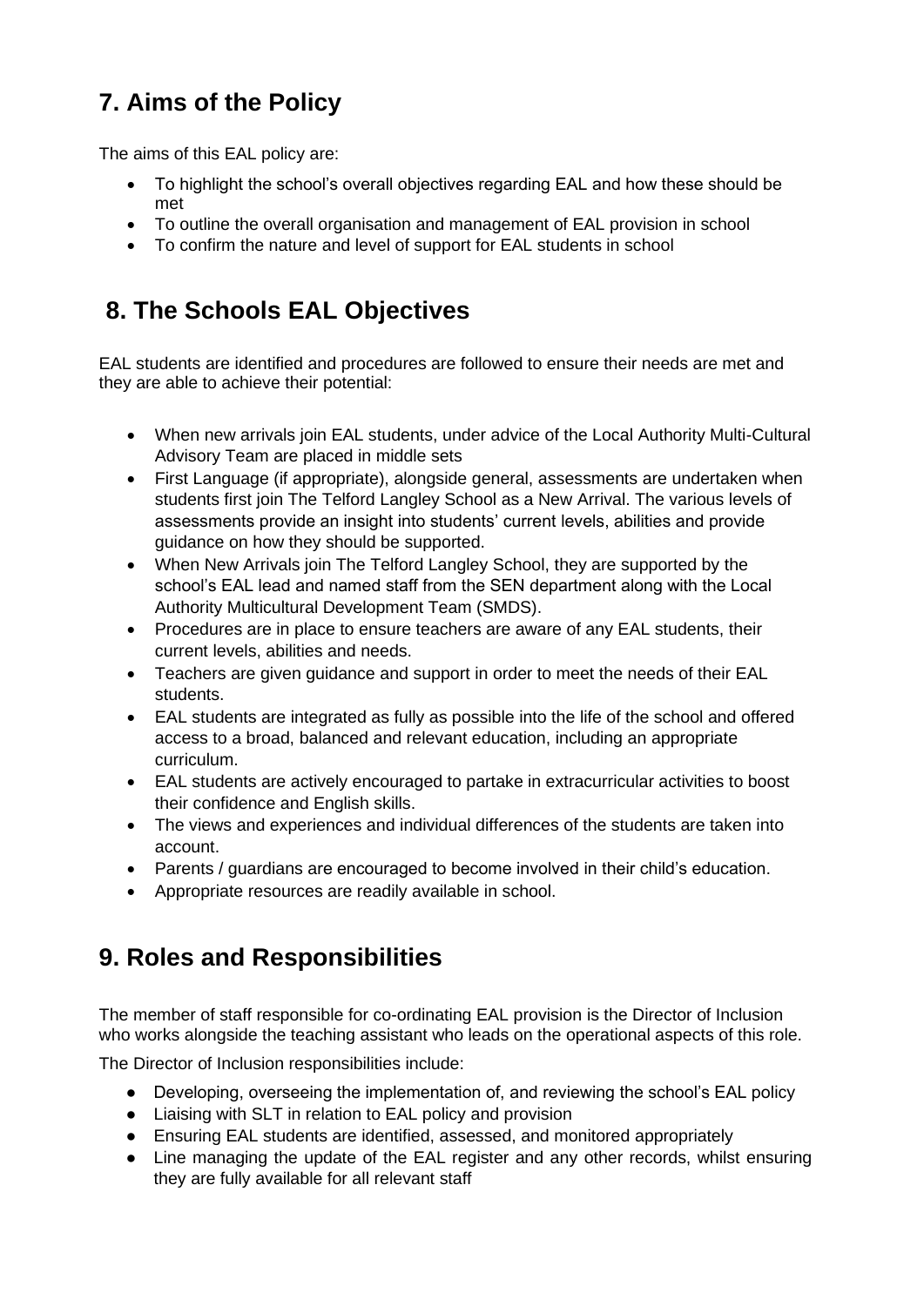## 7. Aims of the Policy

The aims of this EAL policy are:

- To highlight the school's overall objectives regarding EAL and how these should be met
- To outline the overall organisation and management of EAL provision in school
- To confirm the nature and level of support for EAL students in school

## 8. The Schools EAL Objectives

EAL students are identified and procedures are followed to ensure their needs are met and they are able to achieve their potential:

- When new arrivals join EAL students, under advice of the Local Authority Multi-Cultural Advisory Team are placed in middle sets
- First Language (if appropriate), alongside general, assessments are undertaken when students first join The Telford Langley School as a New Arrival. The various levels of assessments provide an insight into students' current levels, abilities and provide guidance on how they should be supported.
- When New Arrivals join The Telford Langley School, they are supported by the school's EAL lead and named staff from the SEN department along with the Local Authority Multicultural Development Team (SMDS).
- Procedures are in place to ensure teachers are aware of any EAL students, their current levels, abilities and needs.
- Teachers are given guidance and support in order to meet the needs of their EAL students.
- EAL students are integrated as fully as possible into the life of the school and offered access to a broad, balanced and relevant education, including an appropriate curriculum.
- EAL students are actively encouraged to partake in extracurricular activities to boost their confidence and English skills.
- The views and experiences and individual differences of the students are taken into account.
- Parents / guardians are encouraged to become involved in their child's education.
- Appropriate resources are readily available in school.

## 9. Roles and Responsibilities

The member of staff responsible for co-ordinating EAL provision is the Director of Inclusion who works alongside the teaching assistant who leads on the operational aspects of this role.

The Director of Inclusion responsibilities include:

- Developing, overseeing the implementation of, and reviewing the school's EAL policy
- Liaising with SLT in relation to EAL policy and provision
- Ensuring EAL students are identified, assessed, and monitored appropriately
- Line managing the update of the EAL register and any other records, whilst ensuring they are fully available for all relevant staff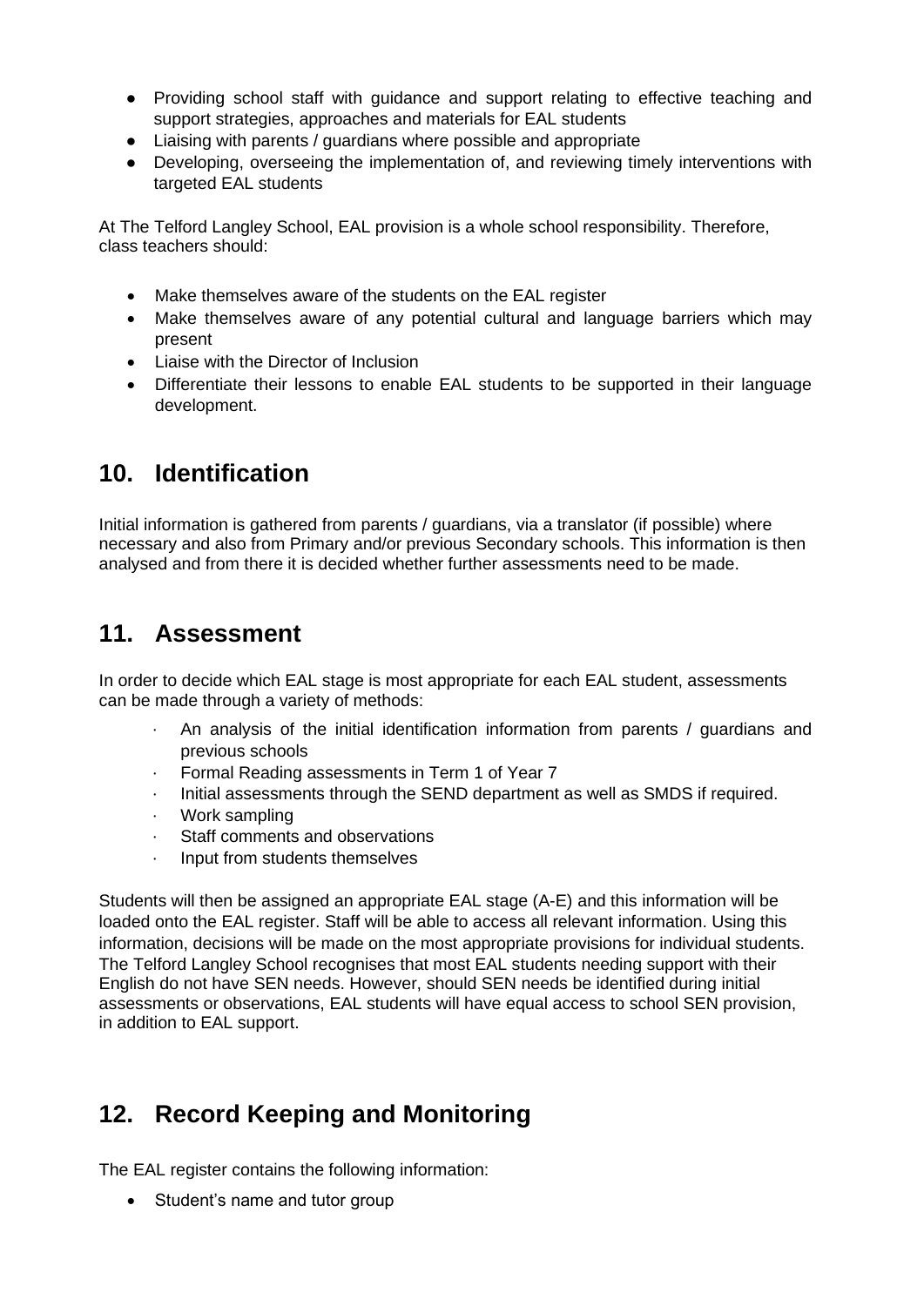- Providing school staff with guidance and support relating to effective teaching and support strategies, approaches and materials for EAL students
- Liaising with parents / guardians where possible and appropriate
- Developing, overseeing the implementation of, and reviewing timely interventions with targeted EAL students

At The Telford Langley School, EAL provision is a whole school responsibility. Therefore, class teachers should:

- Make themselves aware of the students on the EAL register
- Make themselves aware of any potential cultural and language barriers which may present
- Liaise with the Director of Inclusion
- Differentiate their lessons to enable EAL students to be supported in their language development.

## 10. Identification

Initial information is gathered from parents / guardians, via a translator (if possible) where necessary and also from Primary and/or previous Secondary schools. This information is then analysed and from there it is decided whether further assessments need to be made.

## 11. Assessment

In order to decide which EAL stage is most appropriate for each EAL student, assessments can be made through a variety of methods:

- An analysis of the initial identification information from parents / guardians and previous schools
- Formal Reading assessments in Term 1 of Year 7
- Initial assessments through the SEND department as well as SMDS if required.
- Work sampling
- Staff comments and observations
- Input from students themselves

Students will then be assigned an appropriate EAL stage (A-E) and this information will be loaded onto the EAL register. Staff will be able to access all relevant information. Using this information, decisions will be made on the most appropriate provisions for individual students. The Telford Langley School recognises that most EAL students needing support with their English do not have SEN needs. However, should SEN needs be identified during initial assessments or observations, EAL students will have equal access to school SEN provision, in addition to EAL support.

## 12. Record Keeping and Monitoring

The EAL register contains the following information:

- Student's name and tutor group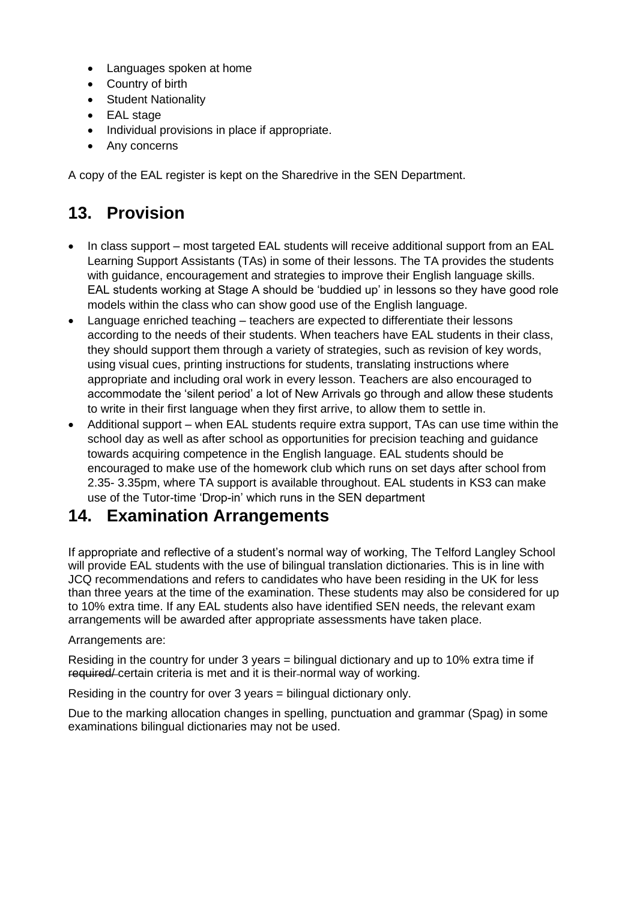- Languages spoken at home
- Country of birth
- Student Nationality
- EAL stage
- Individual provisions in place if appropriate.
- Any concerns

A copy of the EAL register is kept on the Sharedrive in the SEN Department.

## 13. Provision

- In class support – most targeted EAL students will receive additional support from an EAL Learning Support Assistants (TAs) in some of their lessons. The TA provides the students with guidance, encouragement and strategies to improve their English language skills. EAL students working at Stage A should be 'buddied up' in lessons so they have good role models within the class who can show good use of the English language.
- Language enriched teaching – teachers are expected to differentiate their lessons according to the needs of their students. When teachers have EAL students in their class, they should support them through a variety of strategies, such as revision of key words, using visual cues, printing instructions for students, translating instructions where appropriate and including oral work in every lesson. Teachers are also encouraged to accommodate the 'silent period' a lot of New Arrivals go through and allow these students to write in their first language when they first arrive, to allow them to settle in.
- Additional support – when EAL students require extra support, TAs can use time within the school day as well as after school as opportunities for precision teaching and guidance towards acquiring competence in the English language. EAL students should be encouraged to make use of the homework club which runs on set days after school from 2.35- 3.35pm, where TA support is available throughout. EAL students in KS3 can make use of the Tutor-time 'Drop-in' which runs in the SEN department

## 14. Examination Arrangements

If appropriate and reflective of a student's normal way of working, The Telford Langley School will provide EAL students with the use of bilingual translation dictionaries. This is in line with JCQ recommendations and refers to candidates who have been residing in the UK for less than three years at the time of the examination. These students may also be considered for up to 10% extra time. If any EAL students also have identified SEN needs, the relevant exam arrangements will be awarded after appropriate assessments have taken place.

Arrangements are:

Residing in the country for under 3 years = bilingual dictionary and up to 10% extra time if ~~required/~~ certain criteria is met and it is their normal way of working.

Residing in the country for over 3 years = bilingual dictionary only.

Due to the marking allocation changes in spelling, punctuation and grammar (Spag) in some examinations bilingual dictionaries may not be used.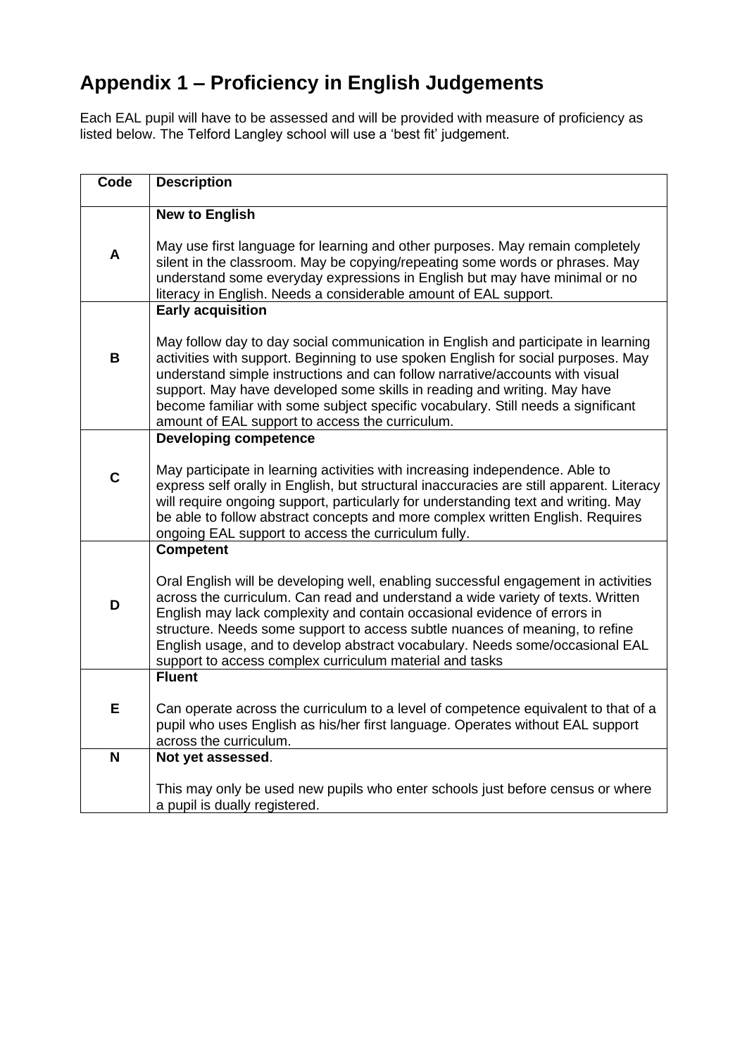# Appendix 1 – Proficiency in English Judgements

Each EAL pupil will have to be assessed and will be provided with measure of proficiency as listed below. The Telford Langley school will use a 'best fit' judgement.

| Code | Description |
|---|---|
| A | **New to English**<br><br>May use first language for learning and other purposes. May remain completely silent in the classroom. May be copying/repeating some words or phrases. May understand some everyday expressions in English but may have minimal or no literacy in English. Needs a considerable amount of EAL support. |
| B | **Early acquisition**<br><br>May follow day to day social communication in English and participate in learning activities with support. Beginning to use spoken English for social purposes. May understand simple instructions and can follow narrative/accounts with visual support. May have developed some skills in reading and writing. May have become familiar with some subject specific vocabulary. Still needs a significant amount of EAL support to access the curriculum. |
| C | **Developing competence**<br><br>May participate in learning activities with increasing independence. Able to express self orally in English, but structural inaccuracies are still apparent. Literacy will require ongoing support, particularly for understanding text and writing. May be able to follow abstract concepts and more complex written English. Requires ongoing EAL support to access the curriculum fully. |
| D | **Competent**<br><br>Oral English will be developing well, enabling successful engagement in activities across the curriculum. Can read and understand a wide variety of texts. Written English may lack complexity and contain occasional evidence of errors in structure. Needs some support to access subtle nuances of meaning, to refine English usage, and to develop abstract vocabulary. Needs some/occasional EAL support to access complex curriculum material and tasks |
| E | **Fluent**<br><br>Can operate across the curriculum to a level of competence equivalent to that of a pupil who uses English as his/her first language. Operates without EAL support across the curriculum. |
| N | **Not yet assessed**.<br><br>This may only be used new pupils who enter schools just before census or where a pupil is dually registered. |